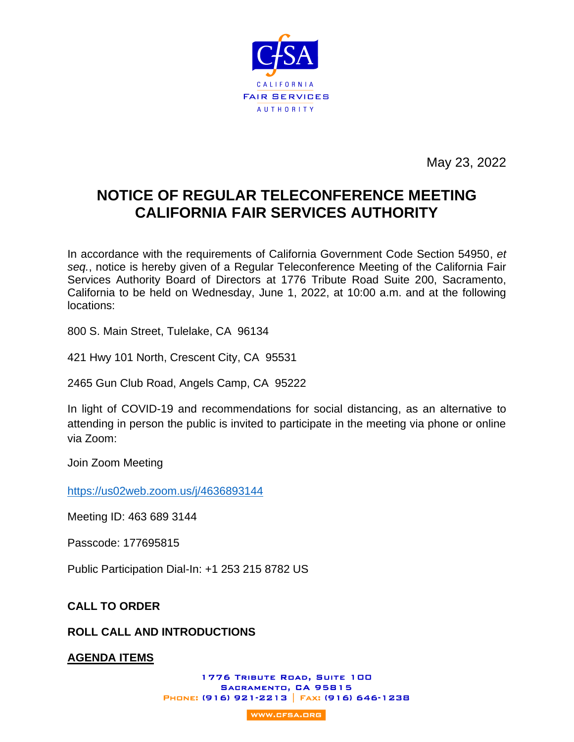CALIFORNIA FAIR SERVICES AUTHORITY

May 23, 2022

# NOTICE OF REGULAR TELECONFERENCE MEETING CALIFORNIA FAIR SERVICES AUTHORITY

In accordance with the requirements of California Government Code Section 54950, *et seq.*, notice is hereby given of a Regular Teleconference Meeting of the California Fair Services Authority Board of Directors at 1776 Tribute Road Suite 200, Sacramento, California to be held on Wednesday, June 1, 2022, at 10:00 a.m. and at the following locations:

800 S. Main Street, Tulelake, CA 96134

421 Hwy 101 North, Crescent City, CA 95531

2465 Gun Club Road, Angels Camp, CA 95222

In light of COVID-19 and recommendations for social distancing, as an alternative to attending in person the public is invited to participate in the meeting via phone or online via Zoom:

Join Zoom Meeting

https://us02web.zoom.us/j/4636893144

Meeting ID: 463 689 3144

Passcode: 177695815

Public Participation Dial-In: +1 253 215 8782 US

**CALL TO ORDER**

**ROLL CALL AND INTRODUCTIONS**

**AGENDA ITEMS**

1776 Tribute Road, Suite 100
Sacramento, CA 95815
Phone: (916) 921-2213 | Fax: (916) 646-1238

WWW.CFSA.ORG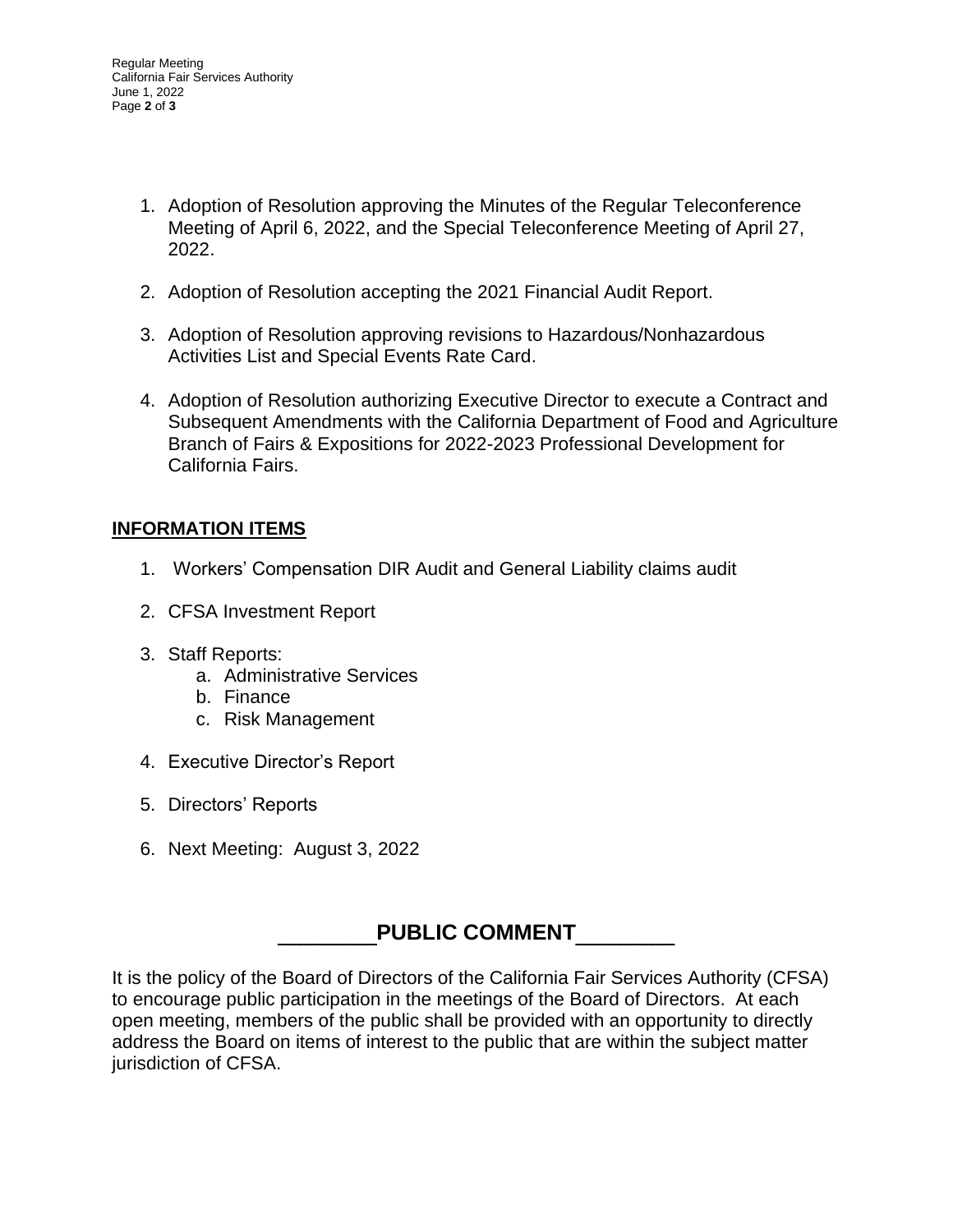1. Adoption of Resolution approving the Minutes of the Regular Teleconference Meeting of April 6, 2022, and the Special Teleconference Meeting of April 27, 2022.

2. Adoption of Resolution accepting the 2021 Financial Audit Report.

3. Adoption of Resolution approving revisions to Hazardous/Nonhazardous Activities List and Special Events Rate Card.

4. Adoption of Resolution authorizing Executive Director to execute a Contract and Subsequent Amendments with the California Department of Food and Agriculture Branch of Fairs & Expositions for 2022-2023 Professional Development for California Fairs.

## INFORMATION ITEMS

1. Workers' Compensation DIR Audit and General Liability claims audit

2. CFSA Investment Report

3. Staff Reports:
   a. Administrative Services
   b. Finance
   c. Risk Management

4. Executive Director's Report

5. Directors' Reports

6. Next Meeting: August 3, 2022

## PUBLIC COMMENT

It is the policy of the Board of Directors of the California Fair Services Authority (CFSA) to encourage public participation in the meetings of the Board of Directors. At each open meeting, members of the public shall be provided with an opportunity to directly address the Board on items of interest to the public that are within the subject matter jurisdiction of CFSA.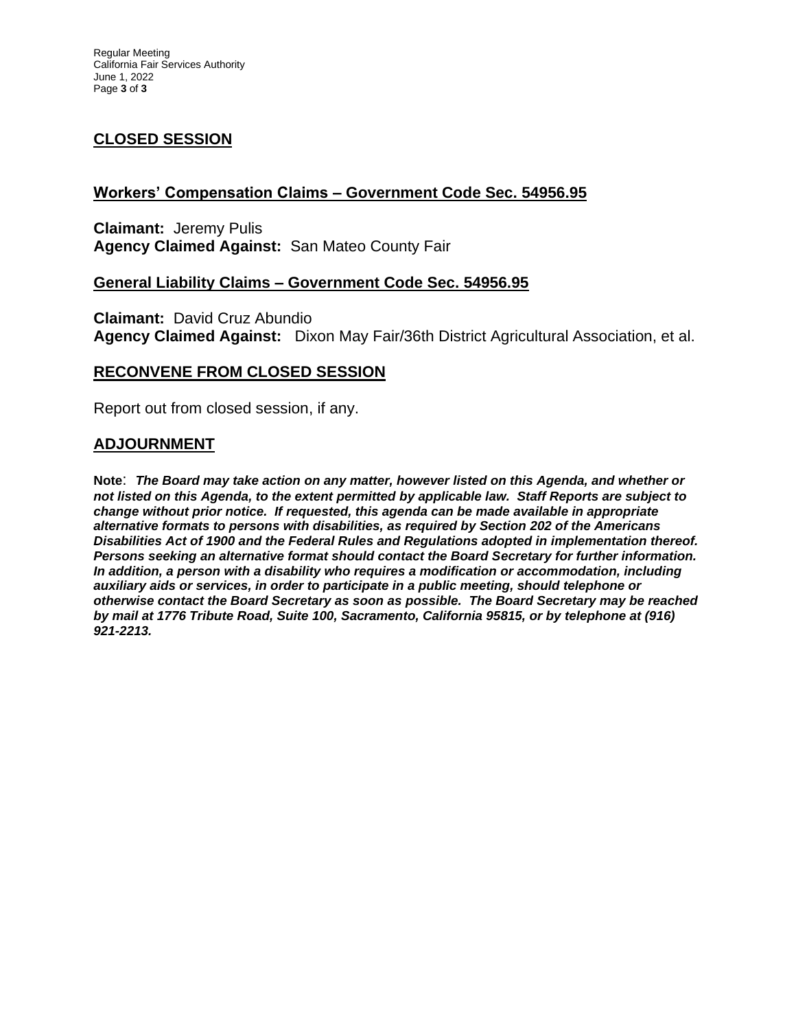## CLOSED SESSION

### Workers' Compensation Claims – Government Code Sec. 54956.95

**Claimant:** Jeremy Pulis
**Agency Claimed Against:** San Mateo County Fair

### General Liability Claims – Government Code Sec. 54956.95

**Claimant:** David Cruz Abundio
**Agency Claimed Against:** Dixon May Fair/36th District Agricultural Association, et al.

## RECONVENE FROM CLOSED SESSION

Report out from closed session, if any.

## ADJOURNMENT

**Note**: ***The Board may take action on any matter, however listed on this Agenda, and whether or not listed on this Agenda, to the extent permitted by applicable law. Staff Reports are subject to change without prior notice. If requested, this agenda can be made available in appropriate alternative formats to persons with disabilities, as required by Section 202 of the Americans Disabilities Act of 1900 and the Federal Rules and Regulations adopted in implementation thereof. Persons seeking an alternative format should contact the Board Secretary for further information. In addition, a person with a disability who requires a modification or accommodation, including auxiliary aids or services, in order to participate in a public meeting, should telephone or otherwise contact the Board Secretary as soon as possible. The Board Secretary may be reached by mail at 1776 Tribute Road, Suite 100, Sacramento, California 95815, or by telephone at (916) 921-2213.***